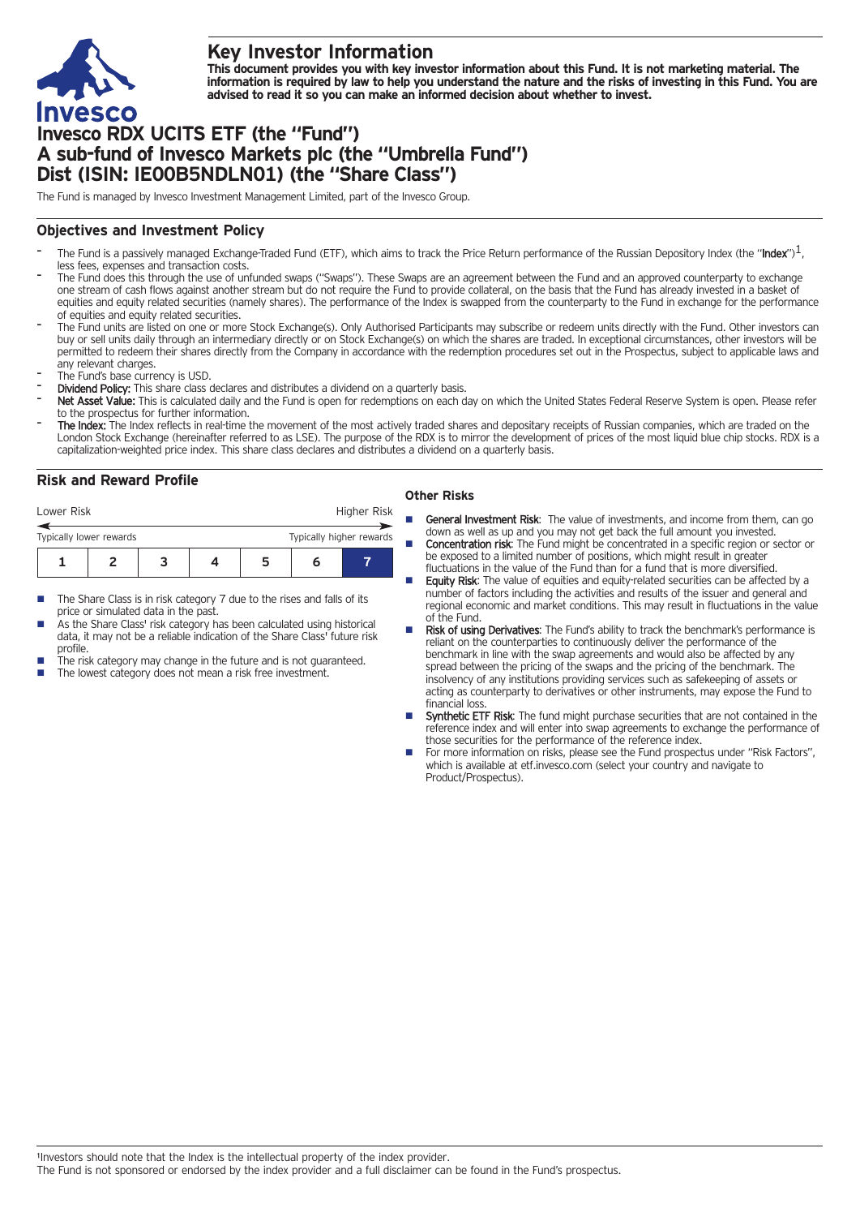# Key Investor Information

**This document provides you with key investor information about this Fund. It is not marketing material. The information is required by law to help you understand the nature and the risks of investing in this Fund. You are advised to read it so you can make an informed decision about whether to invest.**

# Invesco RDX UCITS ETF (the "Fund")
# A sub-fund of Invesco Markets plc (the "Umbrella Fund")
# Dist (ISIN: IE00B5NDLN01) (the "Share Class")

The Fund is managed by Invesco Investment Management Limited, part of the Invesco Group.

## Objectives and Investment Policy

- The Fund is a passively managed Exchange-Traded Fund (ETF), which aims to track the Price Return performance of the Russian Depository Index (the "**Index**")[1], less fees, expenses and transaction costs.
- The Fund does this through the use of unfunded swaps ("Swaps"). These Swaps are an agreement between the Fund and an approved counterparty to exchange one stream of cash flows against another stream but do not require the Fund to provide collateral, on the basis that the Fund has already invested in a basket of equities and equity related securities (namely shares). The performance of the Index is swapped from the counterparty to the Fund in exchange for the performance of equities and equity related securities.
- The Fund units are listed on one or more Stock Exchange(s). Only Authorised Participants may subscribe or redeem units directly with the Fund. Other investors can buy or sell units daily through an intermediary directly or on Stock Exchange(s) on which the shares are traded. In exceptional circumstances, other investors will be permitted to redeem their shares directly from the Company in accordance with the redemption procedures set out in the Prospectus, subject to applicable laws and any relevant charges.
- The Fund's base currency is USD.
- **Dividend Policy:** This share class declares and distributes a dividend on a quarterly basis.
- **Net Asset Value:** This is calculated daily and the Fund is open for redemptions on each day on which the United States Federal Reserve System is open. Please refer to the prospectus for further information.
- **The Index:** The Index reflects in real-time the movement of the most actively traded shares and depositary receipts of Russian companies, which are traded on the London Stock Exchange (hereinafter referred to as LSE). The purpose of the RDX is to mirror the development of prices of the most liquid blue chip stocks. RDX is a capitalization-weighted price index. This share class declares and distributes a dividend on a quarterly basis.

## Risk and Reward Profile

| Lower Risk | | | | | | Higher Risk |
|---|---|---|---|---|---|---|
| Typically lower rewards | | | | | | Typically higher rewards |
| 1 | 2 | 3 | 4 | 5 | 6 | **7** |

- The Share Class is in risk category 7 due to the rises and falls of its price or simulated data in the past.
- As the Share Class' risk category has been calculated using historical data, it may not be a reliable indication of the Share Class' future risk profile.
- The risk category may change in the future and is not guaranteed.
- The lowest category does not mean a risk free investment.

### Other Risks

- **General Investment Risk**: The value of investments, and income from them, can go down as well as up and you may not get back the full amount you invested.
- **Concentration risk**: The Fund might be concentrated in a specific region or sector or be exposed to a limited number of positions, which might result in greater fluctuations in the value of the Fund than for a fund that is more diversified.
- **Equity Risk**: The value of equities and equity-related securities can be affected by a number of factors including the activities and results of the issuer and general and regional economic and market conditions. This may result in fluctuations in the value of the Fund.
- **Risk of using Derivatives**: The Fund's ability to track the benchmark's performance is reliant on the counterparties to continuously deliver the performance of the benchmark in line with the swap agreements and would also be affected by any spread between the pricing of the swaps and the pricing of the benchmark. The insolvency of any institutions providing services such as safekeeping of assets or acting as counterparty to derivatives or other instruments, may expose the Fund to financial loss.
- **Synthetic ETF Risk**: The fund might purchase securities that are not contained in the reference index and will enter into swap agreements to exchange the performance of those securities for the performance of the reference index.
- For more information on risks, please see the Fund prospectus under "Risk Factors", which is available at etf.invesco.com (select your country and navigate to Product/Prospectus).

[1] Investors should note that the Index is the intellectual property of the index provider.
The Fund is not sponsored or endorsed by the index provider and a full disclaimer can be found in the Fund's prospectus.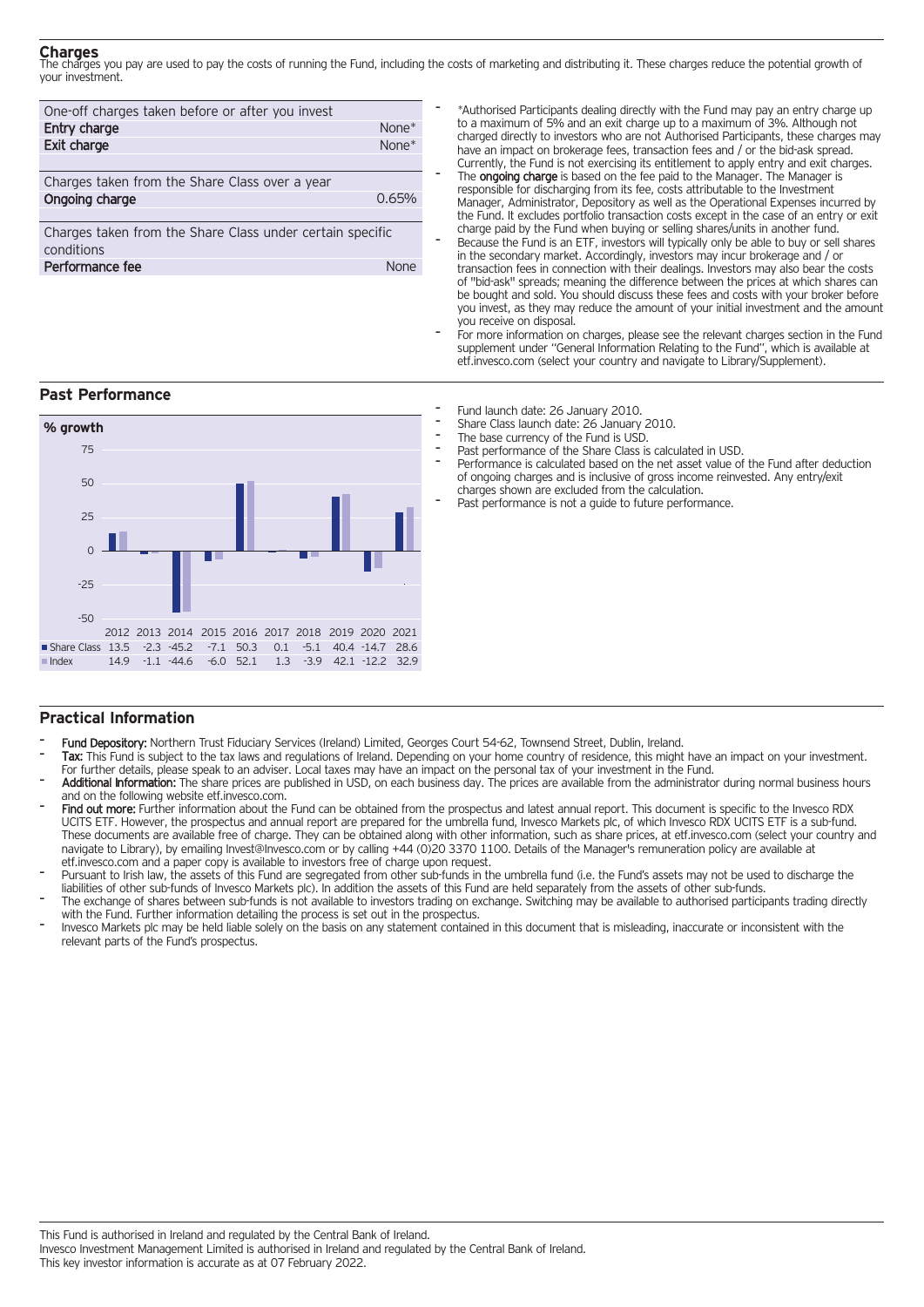## Charges

The charges you pay are used to pay the costs of running the Fund, including the costs of marketing and distributing it. These charges reduce the potential growth of your investment.

| One-off charges taken before or after you invest | |
|---|---|
| **Entry charge** | None* |
| **Exit charge** | None* |
| **Charges taken from the Share Class over a year** | |
| **Ongoing charge** | 0.65% |
| **Charges taken from the Share Class under certain specific conditions** | |
| **Performance fee** | None |

- *Authorised Participants dealing directly with the Fund may pay an entry charge up to a maximum of 5% and an exit charge up to a maximum of 3%. Although not charged directly to investors who are not Authorised Participants, these charges may have an impact on brokerage fees, transaction fees and / or the bid-ask spread. Currently, the Fund is not exercising its entitlement to apply entry and exit charges.
- The **ongoing charge** is based on the fee paid to the Manager. The Manager is responsible for discharging from its fee, costs attributable to the Investment Manager, Administrator, Depository as well as the Operational Expenses incurred by the Fund. It excludes portfolio transaction costs except in the case of an entry or exit charge paid by the Fund when buying or selling shares/units in another fund.
- Because the Fund is an ETF, investors will typically only be able to buy or sell shares in the secondary market. Accordingly, investors may incur brokerage and / or transaction fees in connection with their dealings. Investors may also bear the costs of "bid-ask" spreads; meaning the difference between the prices at which shares can be bought and sold. You should discuss these fees and costs with your broker before you invest, as they may reduce the amount of your initial investment and the amount you receive on disposal.
- For more information on charges, please see the relevant charges section in the Fund supplement under "General Information Relating to the Fund", which is available at etf.invesco.com (select your country and navigate to Library/Supplement).

## Past Performance

% growth

75
50
25
0
-25
-50

2012 2013 2014 2015 2016 2017 2018 2019 2020 2021

Share Class 13.5 -2.3 -45.2 -7.1 50.3 0.1 -5.1 40.4 -14.7 28.6

Index 14.9 -1.1 -44.6 -6.0 52.1 1.3 -3.9 42.1 -12.2 32.9

- Fund launch date: 26 January 2010.
- Share Class launch date: 26 January 2010.
- The base currency of the Fund is USD.
- Past performance of the Share Class is calculated in USD.
- Performance is calculated based on the net asset value of the Fund after deduction of ongoing charges and is inclusive of gross income reinvested. Any entry/exit charges shown are excluded from the calculation.
- Past performance is not a guide to future performance.

## Practical Information

- **Fund Depository:** Northern Trust Fiduciary Services (Ireland) Limited, Georges Court 54-62, Townsend Street, Dublin, Ireland.
- **Tax:** This Fund is subject to the tax laws and regulations of Ireland. Depending on your home country of residence, this might have an impact on your investment. For further details, please speak to an adviser. Local taxes may have an impact on the personal tax of your investment in the Fund.
- **Additional Information:** The share prices are published in USD, on each business day. The prices are available from the administrator during normal business hours and on the following website etf.invesco.com.
- **Find out more:** Further information about the Fund can be obtained from the prospectus and latest annual report. This document is specific to the Invesco RDX UCITS ETF. However, the prospectus and annual report are prepared for the umbrella fund, Invesco Markets plc, of which Invesco RDX UCITS ETF is a sub-fund. These documents are available free of charge. They can be obtained along with other information, such as share prices, at etf.invesco.com (select your country and navigate to Library), by emailing Invest@Invesco.com or by calling +44 (0)20 3370 1100. Details of the Manager's remuneration policy are available at etf.invesco.com and a paper copy is available to investors free of charge upon request.
- Pursuant to Irish law, the assets of this Fund are segregated from other sub-funds in the umbrella fund (i.e. the Fund's assets may not be used to discharge the liabilities of other sub-funds of Invesco Markets plc). In addition the assets of this Fund are held separately from the assets of other sub-funds.
- The exchange of shares between sub-funds is not available to investors trading on exchange. Switching may be available to authorised participants trading directly with the Fund. Further information detailing the process is set out in the prospectus.
- Invesco Markets plc may be held liable solely on the basis on any statement contained in this document that is misleading, inaccurate or inconsistent with the relevant parts of the Fund's prospectus.

This Fund is authorised in Ireland and regulated by the Central Bank of Ireland.
Invesco Investment Management Limited is authorised in Ireland and regulated by the Central Bank of Ireland.
This key investor information is accurate as at 07 February 2022.